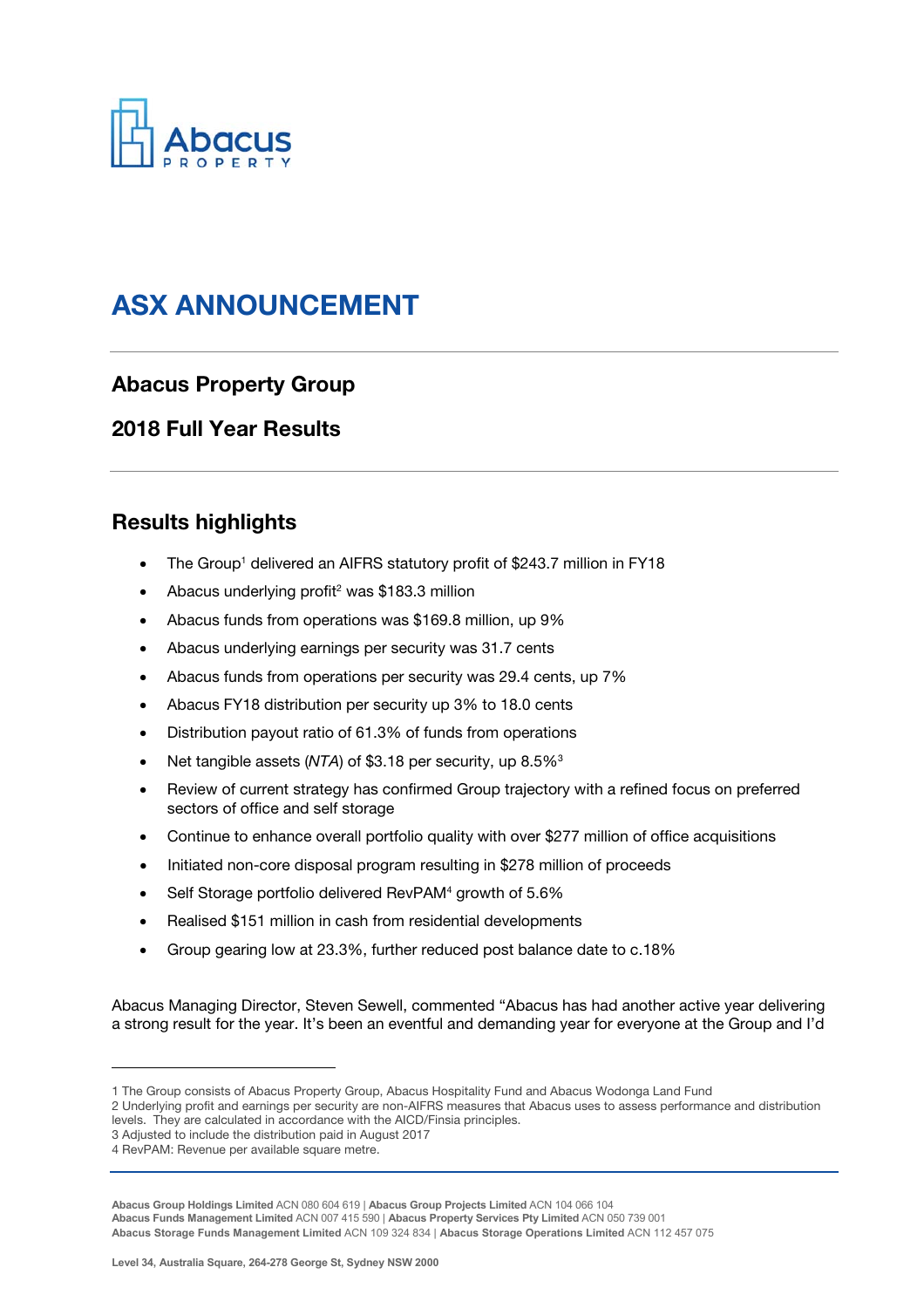Abacus PROPERTY

# ASX ANNOUNCEMENT

## Abacus Property Group

## 2018 Full Year Results

## Results highlights

- The Group[1] delivered an AIFRS statutory profit of $243.7 million in FY18
- Abacus underlying profit[2] was $183.3 million
- Abacus funds from operations was $169.8 million, up 9%
- Abacus underlying earnings per security was 31.7 cents
- Abacus funds from operations per security was 29.4 cents, up 7%
- Abacus FY18 distribution per security up 3% to 18.0 cents
- Distribution payout ratio of 61.3% of funds from operations
- Net tangible assets (*NTA*) of $3.18 per security, up 8.5%[3]
- Review of current strategy has confirmed Group trajectory with a refined focus on preferred sectors of office and self storage
- Continue to enhance overall portfolio quality with over $277 million of office acquisitions
- Initiated non-core disposal program resulting in $278 million of proceeds
- Self Storage portfolio delivered RevPAM[4] growth of 5.6%
- Realised $151 million in cash from residential developments
- Group gearing low at 23.3%, further reduced post balance date to c.18%

Abacus Managing Director, Steven Sewell, commented "Abacus has had another active year delivering a strong result for the year. It's been an eventful and demanding year for everyone at the Group and I'd

---

1 The Group consists of Abacus Property Group, Abacus Hospitality Fund and Abacus Wodonga Land Fund
2 Underlying profit and earnings per security are non-AIFRS measures that Abacus uses to assess performance and distribution levels. They are calculated in accordance with the AICD/Finsia principles.
3 Adjusted to include the distribution paid in August 2017
4 RevPAM: Revenue per available square metre.

**Abacus Group Holdings Limited** ACN 080 604 619 | **Abacus Group Projects Limited** ACN 104 066 104
**Abacus Funds Management Limited** ACN 007 415 590 | **Abacus Property Services Pty Limited** ACN 050 739 001
**Abacus Storage Funds Management Limited** ACN 109 324 834 | **Abacus Storage Operations Limited** ACN 112 457 075

**Level 34, Australia Square, 264-278 George St, Sydney NSW 2000**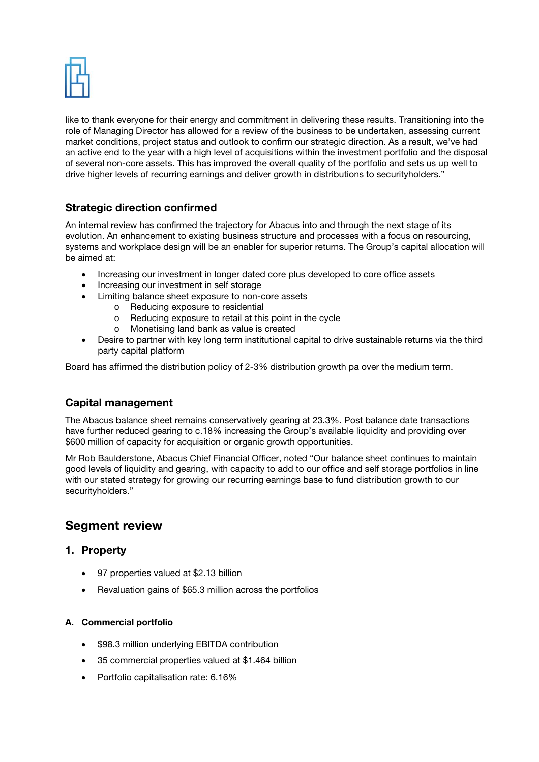like to thank everyone for their energy and commitment in delivering these results. Transitioning into the role of Managing Director has allowed for a review of the business to be undertaken, assessing current market conditions, project status and outlook to confirm our strategic direction. As a result, we've had an active end to the year with a high level of acquisitions within the investment portfolio and the disposal of several non-core assets. This has improved the overall quality of the portfolio and sets us up well to drive higher levels of recurring earnings and deliver growth in distributions to securityholders."

## Strategic direction confirmed

An internal review has confirmed the trajectory for Abacus into and through the next stage of its evolution. An enhancement to existing business structure and processes with a focus on resourcing, systems and workplace design will be an enabler for superior returns. The Group's capital allocation will be aimed at:

- Increasing our investment in longer dated core plus developed to core office assets
- Increasing our investment in self storage
- Limiting balance sheet exposure to non-core assets
  - Reducing exposure to residential
  - Reducing exposure to retail at this point in the cycle
  - Monetising land bank as value is created
- Desire to partner with key long term institutional capital to drive sustainable returns via the third party capital platform

Board has affirmed the distribution policy of 2-3% distribution growth pa over the medium term.

## Capital management

The Abacus balance sheet remains conservatively gearing at 23.3%. Post balance date transactions have further reduced gearing to c.18% increasing the Group's available liquidity and providing over $600 million of capacity for acquisition or organic growth opportunities.

Mr Rob Baulderstone, Abacus Chief Financial Officer, noted "Our balance sheet continues to maintain good levels of liquidity and gearing, with capacity to add to our office and self storage portfolios in line with our stated strategy for growing our recurring earnings base to fund distribution growth to our securityholders."

# Segment review

## 1. Property

- 97 properties valued at $2.13 billion
- Revaluation gains of $65.3 million across the portfolios

### A. Commercial portfolio

- $98.3 million underlying EBITDA contribution
- 35 commercial properties valued at $1.464 billion
- Portfolio capitalisation rate: 6.16%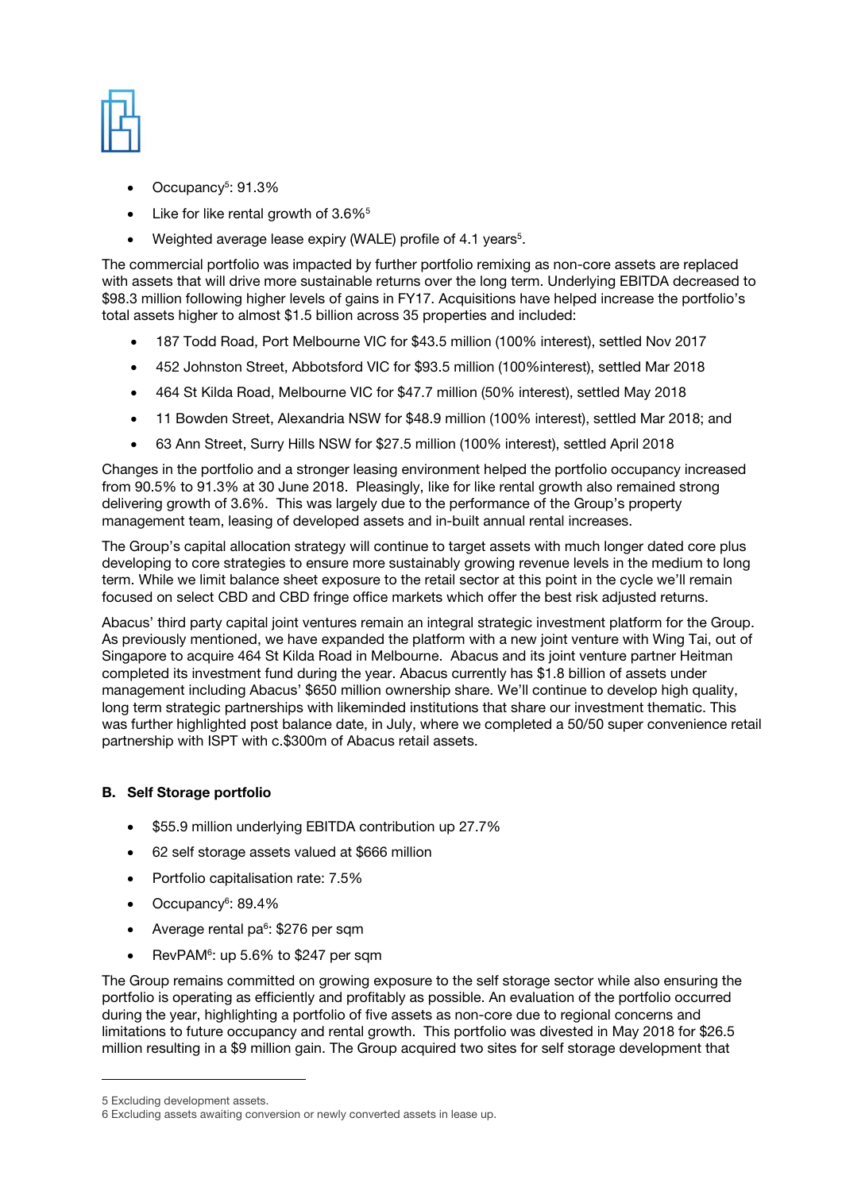- Occupancy[5]: 91.3%
- Like for like rental growth of 3.6%[5]
- Weighted average lease expiry (WALE) profile of 4.1 years[5].

The commercial portfolio was impacted by further portfolio remixing as non-core assets are replaced with assets that will drive more sustainable returns over the long term. Underlying EBITDA decreased to $98.3 million following higher levels of gains in FY17. Acquisitions have helped increase the portfolio's total assets higher to almost $1.5 billion across 35 properties and included:

- 187 Todd Road, Port Melbourne VIC for $43.5 million (100% interest), settled Nov 2017
- 452 Johnston Street, Abbotsford VIC for $93.5 million (100%interest), settled Mar 2018
- 464 St Kilda Road, Melbourne VIC for $47.7 million (50% interest), settled May 2018
- 11 Bowden Street, Alexandria NSW for $48.9 million (100% interest), settled Mar 2018; and
- 63 Ann Street, Surry Hills NSW for $27.5 million (100% interest), settled April 2018

Changes in the portfolio and a stronger leasing environment helped the portfolio occupancy increased from 90.5% to 91.3% at 30 June 2018. Pleasingly, like for like rental growth also remained strong delivering growth of 3.6%. This was largely due to the performance of the Group's property management team, leasing of developed assets and in-built annual rental increases.

The Group's capital allocation strategy will continue to target assets with much longer dated core plus developing to core strategies to ensure more sustainably growing revenue levels in the medium to long term. While we limit balance sheet exposure to the retail sector at this point in the cycle we'll remain focused on select CBD and CBD fringe office markets which offer the best risk adjusted returns.

Abacus' third party capital joint ventures remain an integral strategic investment platform for the Group. As previously mentioned, we have expanded the platform with a new joint venture with Wing Tai, out of Singapore to acquire 464 St Kilda Road in Melbourne. Abacus and its joint venture partner Heitman completed its investment fund during the year. Abacus currently has $1.8 billion of assets under management including Abacus' $650 million ownership share. We'll continue to develop high quality, long term strategic partnerships with likeminded institutions that share our investment thematic. This was further highlighted post balance date, in July, where we completed a 50/50 super convenience retail partnership with ISPT with c.$300m of Abacus retail assets.

**B. Self Storage portfolio**

- $55.9 million underlying EBITDA contribution up 27.7%
- 62 self storage assets valued at $666 million
- Portfolio capitalisation rate: 7.5%
- Occupancy[6]: 89.4%
- Average rental pa[6]: $276 per sqm
- RevPAM[6]: up 5.6% to $247 per sqm

The Group remains committed on growing exposure to the self storage sector while also ensuring the portfolio is operating as efficiently and profitably as possible. An evaluation of the portfolio occurred during the year, highlighting a portfolio of five assets as non-core due to regional concerns and limitations to future occupancy and rental growth. This portfolio was divested in May 2018 for $26.5 million resulting in a $9 million gain. The Group acquired two sites for self storage development that

---

5 Excluding development assets.

6 Excluding assets awaiting conversion or newly converted assets in lease up.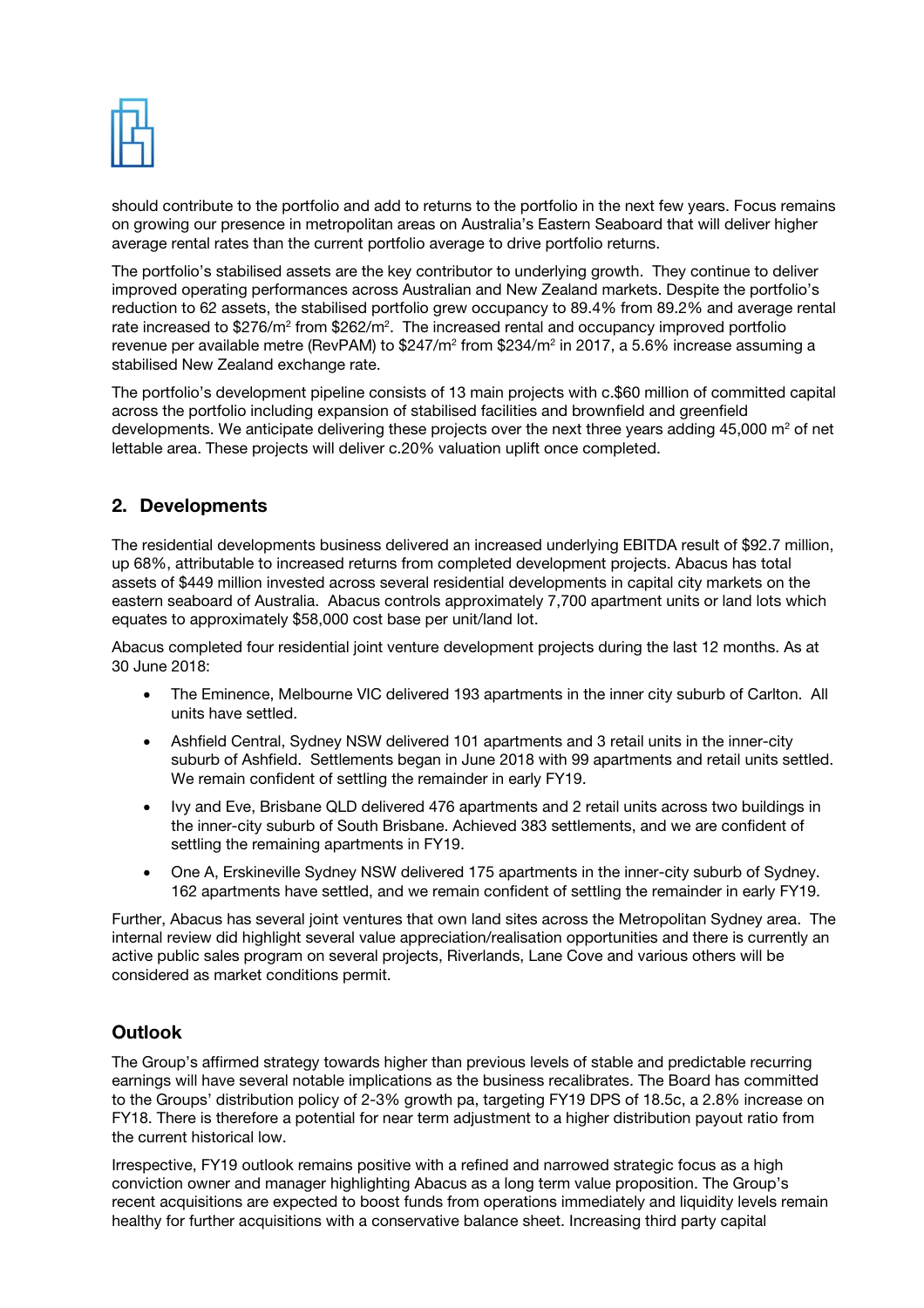should contribute to the portfolio and add to returns to the portfolio in the next few years. Focus remains on growing our presence in metropolitan areas on Australia's Eastern Seaboard that will deliver higher average rental rates than the current portfolio average to drive portfolio returns.

The portfolio's stabilised assets are the key contributor to underlying growth. They continue to deliver improved operating performances across Australian and New Zealand markets. Despite the portfolio's reduction to 62 assets, the stabilised portfolio grew occupancy to 89.4% from 89.2% and average rental rate increased to $276/m$^2$ from $262/m$^2$. The increased rental and occupancy improved portfolio revenue per available metre (RevPAM) to $247/m$^2$ from $234/m$^2$ in 2017, a 5.6% increase assuming a stabilised New Zealand exchange rate.

The portfolio's development pipeline consists of 13 main projects with c.$60 million of committed capital across the portfolio including expansion of stabilised facilities and brownfield and greenfield developments. We anticipate delivering these projects over the next three years adding 45,000 m$^2$ of net lettable area. These projects will deliver c.20% valuation uplift once completed.

## 2. Developments

The residential developments business delivered an increased underlying EBITDA result of $92.7 million, up 68%, attributable to increased returns from completed development projects. Abacus has total assets of $449 million invested across several residential developments in capital city markets on the eastern seaboard of Australia. Abacus controls approximately 7,700 apartment units or land lots which equates to approximately $58,000 cost base per unit/land lot.

Abacus completed four residential joint venture development projects during the last 12 months. As at 30 June 2018:

- The Eminence, Melbourne VIC delivered 193 apartments in the inner city suburb of Carlton. All units have settled.
- Ashfield Central, Sydney NSW delivered 101 apartments and 3 retail units in the inner-city suburb of Ashfield. Settlements began in June 2018 with 99 apartments and retail units settled. We remain confident of settling the remainder in early FY19.
- Ivy and Eve, Brisbane QLD delivered 476 apartments and 2 retail units across two buildings in the inner-city suburb of South Brisbane. Achieved 383 settlements, and we are confident of settling the remaining apartments in FY19.
- One A, Erskineville Sydney NSW delivered 175 apartments in the inner-city suburb of Sydney. 162 apartments have settled, and we remain confident of settling the remainder in early FY19.

Further, Abacus has several joint ventures that own land sites across the Metropolitan Sydney area. The internal review did highlight several value appreciation/realisation opportunities and there is currently an active public sales program on several projects, Riverlands, Lane Cove and various others will be considered as market conditions permit.

## Outlook

The Group's affirmed strategy towards higher than previous levels of stable and predictable recurring earnings will have several notable implications as the business recalibrates. The Board has committed to the Groups' distribution policy of 2-3% growth pa, targeting FY19 DPS of 18.5c, a 2.8% increase on FY18. There is therefore a potential for near term adjustment to a higher distribution payout ratio from the current historical low.

Irrespective, FY19 outlook remains positive with a refined and narrowed strategic focus as a high conviction owner and manager highlighting Abacus as a long term value proposition. The Group's recent acquisitions are expected to boost funds from operations immediately and liquidity levels remain healthy for further acquisitions with a conservative balance sheet. Increasing third party capital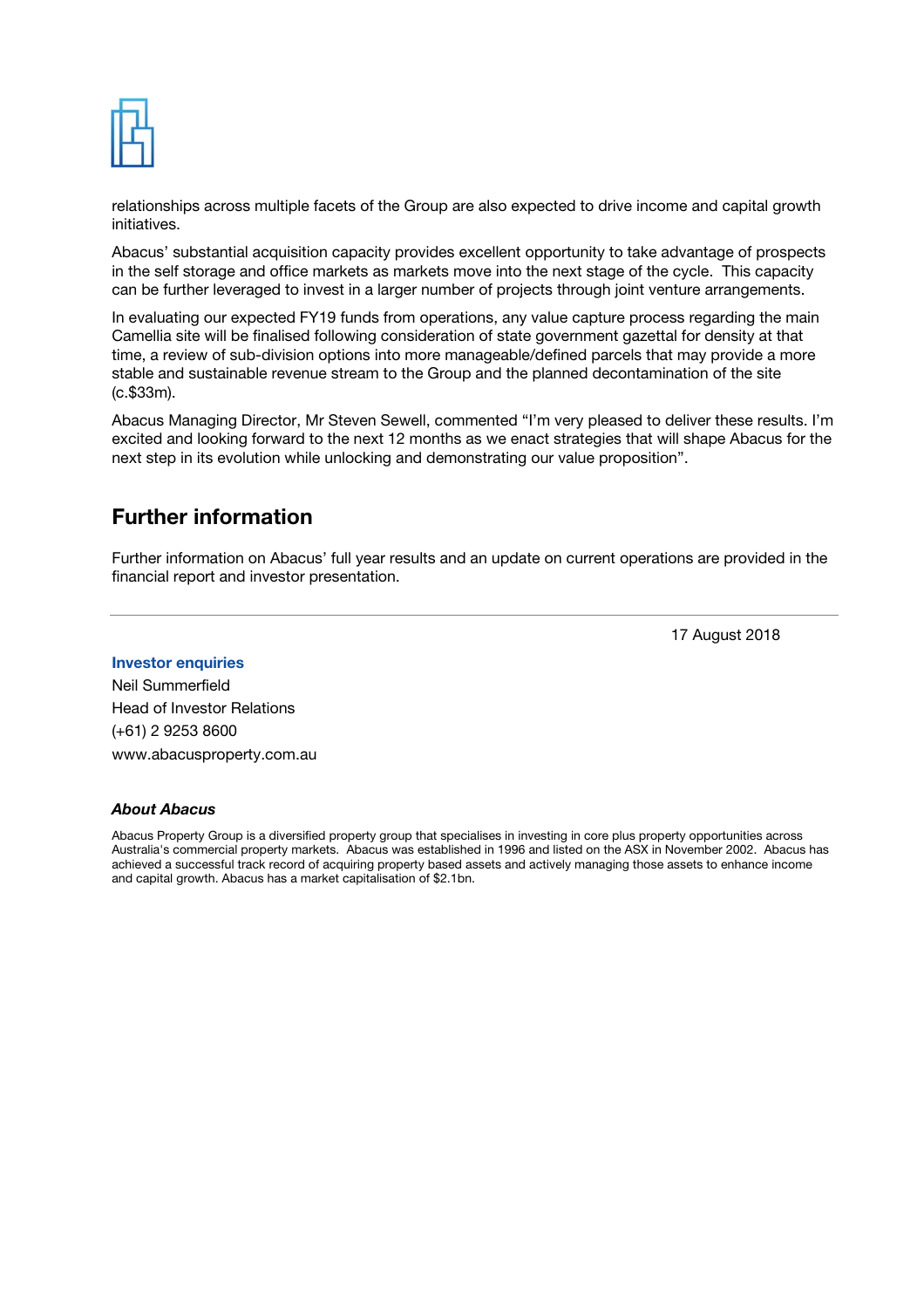relationships across multiple facets of the Group are also expected to drive income and capital growth initiatives.

Abacus' substantial acquisition capacity provides excellent opportunity to take advantage of prospects in the self storage and office markets as markets move into the next stage of the cycle. This capacity can be further leveraged to invest in a larger number of projects through joint venture arrangements.

In evaluating our expected FY19 funds from operations, any value capture process regarding the main Camellia site will be finalised following consideration of state government gazettal for density at that time, a review of sub-division options into more manageable/defined parcels that may provide a more stable and sustainable revenue stream to the Group and the planned decontamination of the site (c.$33m).

Abacus Managing Director, Mr Steven Sewell, commented "I'm very pleased to deliver these results. I'm excited and looking forward to the next 12 months as we enact strategies that will shape Abacus for the next step in its evolution while unlocking and demonstrating our value proposition".

## Further information

Further information on Abacus' full year results and an update on current operations are provided in the financial report and investor presentation.

---

17 August 2018

**Investor enquiries**
Neil Summerfield
Head of Investor Relations
(+61) 2 9253 8600
www.abacusproperty.com.au

***About Abacus***

Abacus Property Group is a diversified property group that specialises in investing in core plus property opportunities across Australia's commercial property markets. Abacus was established in 1996 and listed on the ASX in November 2002. Abacus has achieved a successful track record of acquiring property based assets and actively managing those assets to enhance income and capital growth. Abacus has a market capitalisation of $2.1bn.